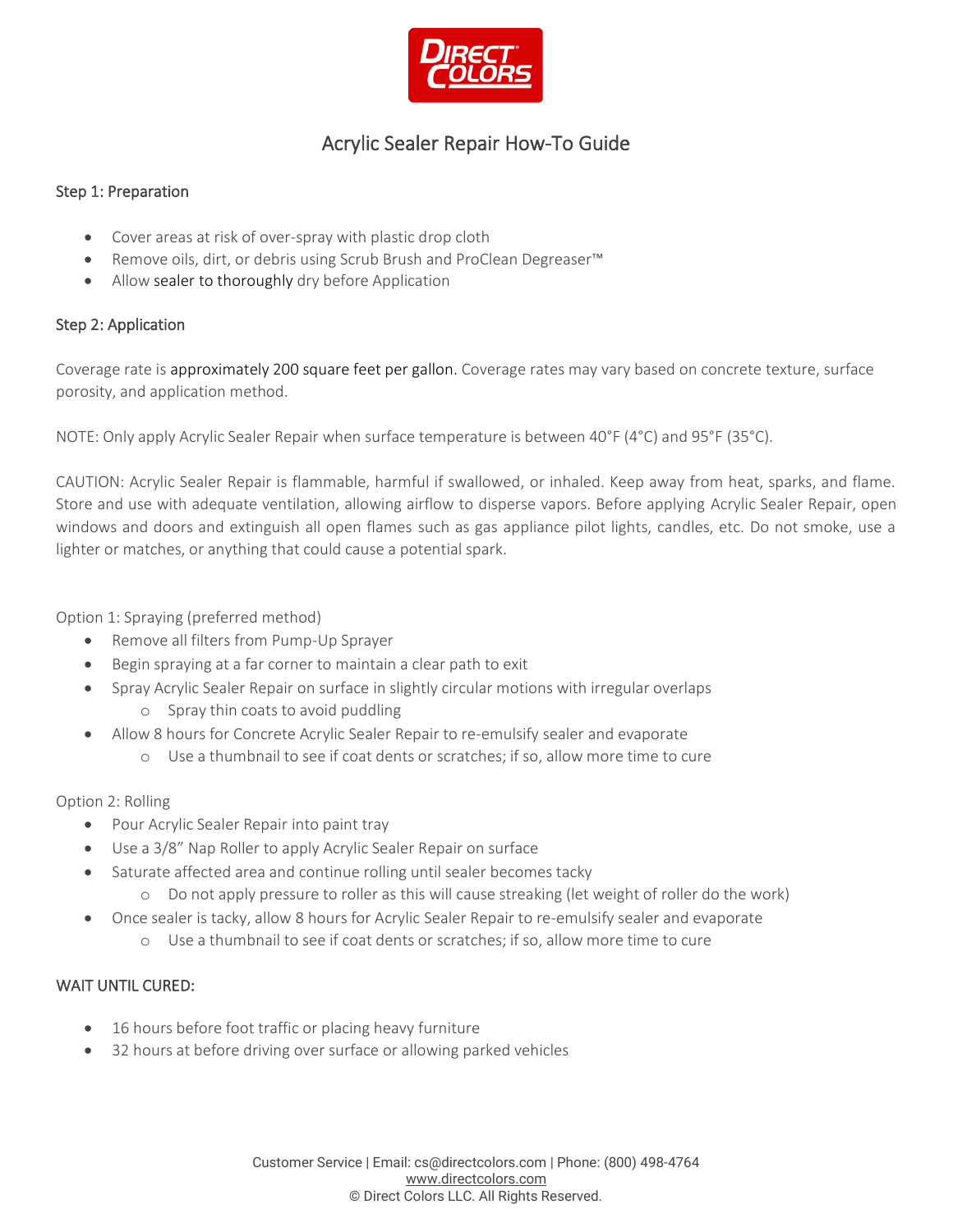# Acrylic Sealer Repair How-To Guide

## Step 1: Preparation

- Cover areas at risk of over-spray with plastic drop cloth
- Remove oils, dirt, or debris using Scrub Brush and ProClean Degreaser™
- Allow sealer to thoroughly dry before Application

## Step 2: Application

Coverage rate is approximately 200 square feet per gallon. Coverage rates may vary based on concrete texture, surface porosity, and application method.

NOTE: Only apply Acrylic Sealer Repair when surface temperature is between 40°F (4°C) and 95°F (35°C).

CAUTION: Acrylic Sealer Repair is flammable, harmful if swallowed, or inhaled. Keep away from heat, sparks, and flame. Store and use with adequate ventilation, allowing airflow to disperse vapors. Before applying Acrylic Sealer Repair, open windows and doors and extinguish all open flames such as gas appliance pilot lights, candles, etc. Do not smoke, use a lighter or matches, or anything that could cause a potential spark.

Option 1: Spraying (preferred method)

- Remove all filters from Pump-Up Sprayer
- Begin spraying at a far corner to maintain a clear path to exit
- Spray Acrylic Sealer Repair on surface in slightly circular motions with irregular overlaps
  - Spray thin coats to avoid puddling
- Allow 8 hours for Concrete Acrylic Sealer Repair to re-emulsify sealer and evaporate
  - Use a thumbnail to see if coat dents or scratches; if so, allow more time to cure

Option 2: Rolling

- Pour Acrylic Sealer Repair into paint tray
- Use a 3/8" Nap Roller to apply Acrylic Sealer Repair on surface
- Saturate affected area and continue rolling until sealer becomes tacky
  - Do not apply pressure to roller as this will cause streaking (let weight of roller do the work)
- Once sealer is tacky, allow 8 hours for Acrylic Sealer Repair to re-emulsify sealer and evaporate
  - Use a thumbnail to see if coat dents or scratches; if so, allow more time to cure

## WAIT UNTIL CURED:

- 16 hours before foot traffic or placing heavy furniture
- 32 hours at before driving over surface or allowing parked vehicles

Customer Service | Email: cs@directcolors.com | Phone: (800) 498-4764
www.directcolors.com
© Direct Colors LLC. All Rights Reserved.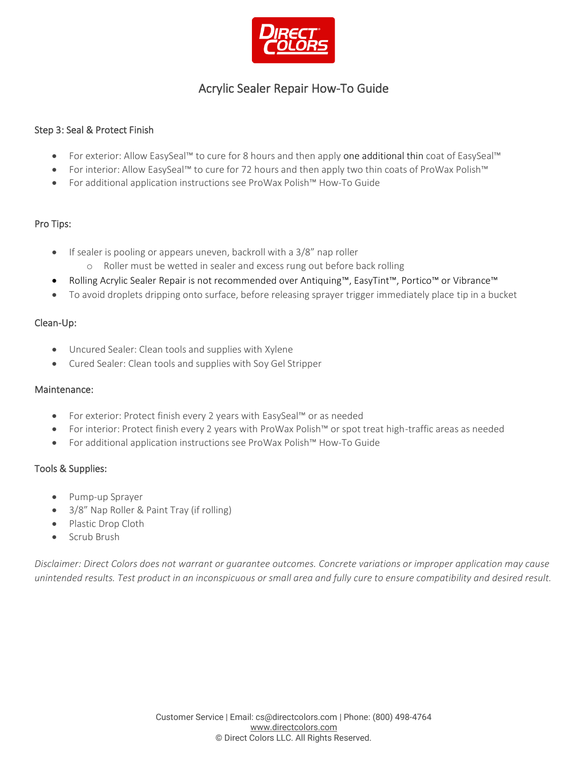# Acrylic Sealer Repair How-To Guide

## Step 3: Seal & Protect Finish

- For exterior: Allow EasySeal™ to cure for 8 hours and then apply one additional thin coat of EasySeal™
- For interior: Allow EasySeal™ to cure for 72 hours and then apply two thin coats of ProWax Polish™
- For additional application instructions see ProWax Polish™ How-To Guide

## Pro Tips:

- If sealer is pooling or appears uneven, backroll with a 3/8" nap roller
  - Roller must be wetted in sealer and excess rung out before back rolling
- Rolling Acrylic Sealer Repair is not recommended over Antiquing™, EasyTint™, Portico™ or Vibrance™
- To avoid droplets dripping onto surface, before releasing sprayer trigger immediately place tip in a bucket

## Clean-Up:

- Uncured Sealer: Clean tools and supplies with Xylene
- Cured Sealer: Clean tools and supplies with Soy Gel Stripper

## Maintenance:

- For exterior: Protect finish every 2 years with EasySeal™ or as needed
- For interior: Protect finish every 2 years with ProWax Polish™ or spot treat high-traffic areas as needed
- For additional application instructions see ProWax Polish™ How-To Guide

## Tools & Supplies:

- Pump-up Sprayer
- 3/8" Nap Roller & Paint Tray (if rolling)
- Plastic Drop Cloth
- Scrub Brush

*Disclaimer: Direct Colors does not warrant or guarantee outcomes. Concrete variations or improper application may cause unintended results. Test product in an inconspicuous or small area and fully cure to ensure compatibility and desired result.*

Customer Service | Email: cs@directcolors.com | Phone: (800) 498-4764
www.directcolors.com
© Direct Colors LLC. All Rights Reserved.